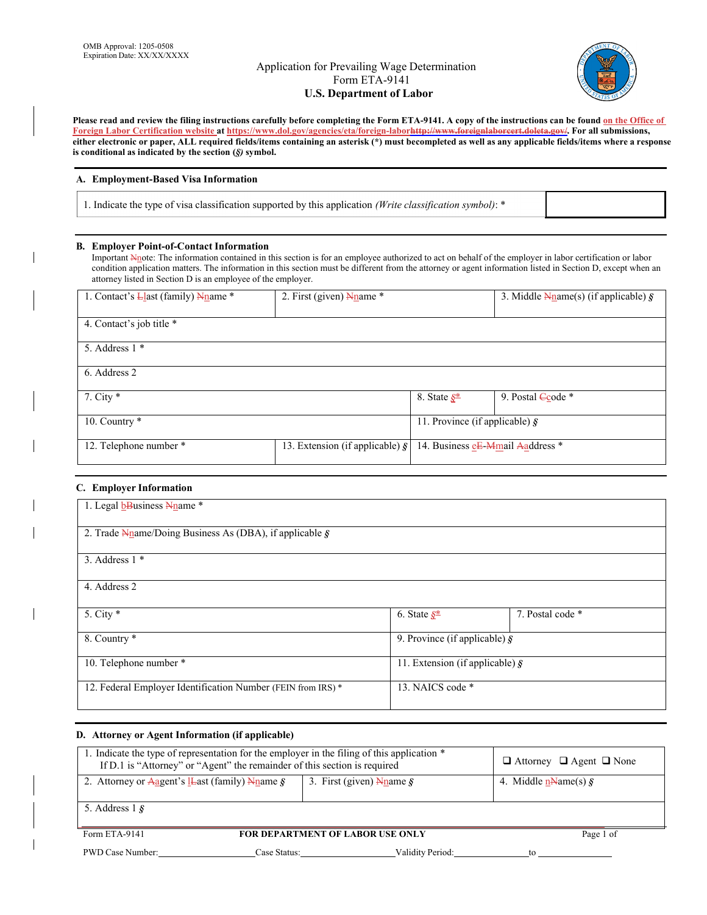OMB Approval: 1205-0508
Expiration Date: XX/XX/XXXX

# Application for Prevailing Wage Determination
## Form ETA-9141
## U.S. Department of Labor

**Please read and review the filing instructions carefully before completing the Form ETA-9141. A copy of the instructions can be found on the Office of Foreign Labor Certification website at https://www.dol.gov/agencies/eta/foreign-laborhttp://www.foreignlaborcert.doleta.gov/. For all submissions, either electronic or paper, ALL required fields/items containing an asterisk (*) must becompleted as well as any applicable fields/items where a response is conditional as indicated by the section (§) symbol.**

### A. Employment-Based Visa Information

| 1. Indicate the type of visa classification supported by this application *(Write classification symbol)*: * | |
|---|---|

### B. Employer Point-of-Contact Information

Important Nnote: The information contained in this section is for an employee authorized to act on behalf of the employer in labor certification or labor condition application matters. The information in this section must be different from the attorney or agent information listed in Section D, except when an attorney listed in Section D is an employee of the employer.

| 1. Contact's Llast (family) Nname * | 2. First (given) Nname * | 3. Middle Nname(s) (if applicable) § |
|---|---|---|
| 4. Contact's job title * | | |
| 5. Address 1 * | | |
| 6. Address 2 | | |
| 7. City * | 8. State §* | 9. Postal Ccode * |
| 10. Country * | 11. Province (if applicable) § | |
| 12. Telephone number * | 13. Extension (if applicable) § | 14. Business eE-Mmail Aaddress * |

### C. Employer Information

| 1. Legal bBusiness Nname * | | |
|---|---|---|
| 2. Trade Nname/Doing Business As (DBA), if applicable § | | |
| 3. Address 1 * | | |
| 4. Address 2 | | |
| 5. City * | 6. State §* | 7. Postal code * |
| 8. Country * | 9. Province (if applicable) § | |
| 10. Telephone number * | 11. Extension (if applicable) § | |
| 12. Federal Employer Identification Number (FEIN from IRS) * | 13. NAICS code * | |

### D. Attorney or Agent Information (if applicable)

| 1. Indicate the type of representation for the employer in the filing of this application * If D.1 is "Attorney" or "Agent" the remainder of this section is required | | ❑ Attorney ❑ Agent ❑ None |
|---|---|---|
| 2. Attorney or Aagent's lLast (family) Nname § | 3. First (given) Nname § | 4. Middle nName(s) § |
| 5. Address 1 § | | |

Form ETA-9141 **FOR DEPARTMENT OF LABOR USE ONLY**

PWD Case Number:____________ Case Status:____________ Validity Period:____________ to ____________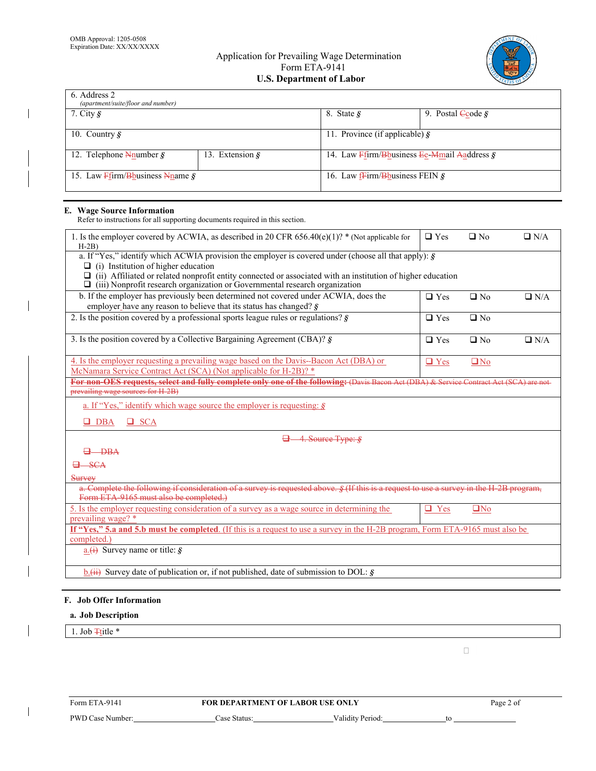OMB Approval: 1205-0508
Expiration Date: XX/XX/XXXX

Application for Prevailing Wage Determination
Form ETA-9141
**U.S. Department of Labor**

| 6. Address 2 *(apartment/suite/floor and number)* | | |
|---|---|---|
| 7. City § | 8. State § | 9. Postal ~~C~~code § |
| 10. Country § | 11. Province (if applicable) § | |
| 12. Telephone ~~N~~number § / 13. Extension § | 14. Law ~~F~~firm/~~B~~business ~~E~~e-~~M~~mail ~~A~~address § | |
| 15. Law ~~F~~firm/~~B~~business ~~N~~name § | 16. Law ~~f~~Firm/~~B~~business FEIN § | |

## E. Wage Source Information

Refer to instructions for all supporting documents required in this section.

| Question | | | |
|---|---|---|---|
| 1. Is the employer covered by ACWIA, as described in 20 CFR 656.40(e)(1)? * (Not applicable for H-2B) | ❑ Yes | ❑ No | ❑ N/A |
| a. If "Yes," identify which ACWIA provision the employer is covered under (choose all that apply): § <br> ❑ (i) Institution of higher education <br> ❑ (ii) Affiliated or related nonprofit entity connected or associated with an institution of higher education <br> ❑ (iii) Nonprofit research organization or Governmental research organization | | | |
| b. If the employer has previously been determined not covered under ACWIA, does the employer have any reason to believe that its status has changed? § | ❑ Yes | ❑ No | ❑ N/A |
| 2. Is the position covered by a professional sports league rules or regulations? § | ❑ Yes | ❑ No | |
| 3. Is the position covered by a Collective Bargaining Agreement (CBA)? § | ❑ Yes | ❑ No | ❑ N/A |
| 4. Is the employer requesting a prevailing wage based on the Davis--Bacon Act (DBA) or McNamara Service Contract Act (SCA) (Not applicable for H-2B)? * | ❑ Yes | ❑ No | |
| ~~**For non-OES requests, select and fully complete only one of the following:** (Davis Bacon Act (DBA) & Service Contract Act (SCA) are not prevailing wage sources for H-2B)~~ | | | |
| a. If "Yes," identify which wage source the employer is requesting: § <br> ❑ DBA ❑ SCA | | | |
| ~~❑ 4. Source Type: §~~ <br> ~~❑ DBA~~ <br> ~~❑ SCA~~ <br> ~~Survey~~ | | | |
| ~~a. Complete the following if consideration of a survey is requested above. § (If this is a request to use a survey in the H-2B program, Form ETA-9165 must also be completed.)~~ | | | |
| 5. Is the employer requesting consideration of a survey as a wage source in determining the prevailing wage? * | ❑ Yes | ❑ No | |
| **If "Yes," 5.a and 5.b must be completed**. (If this is a request to use a survey in the H-2B program, Form ETA-9165 must also be completed.) | | | |
| a.~~(i)~~ Survey name or title: § | | | |
| b.~~(ii)~~ Survey date of publication or, if not published, date of submission to DOL: § | | | |

## F. Job Offer Information

### a. Job Description

| 1. Job ~~T~~title * |
|---|

Form ETA-9141 **FOR DEPARTMENT OF LABOR USE ONLY**

PWD Case Number:\_\_\_\_\_\_\_\_ Case Status:\_\_\_\_\_\_\_\_ Validity Period:\_\_\_\_\_\_\_\_ to \_\_\_\_\_\_\_\_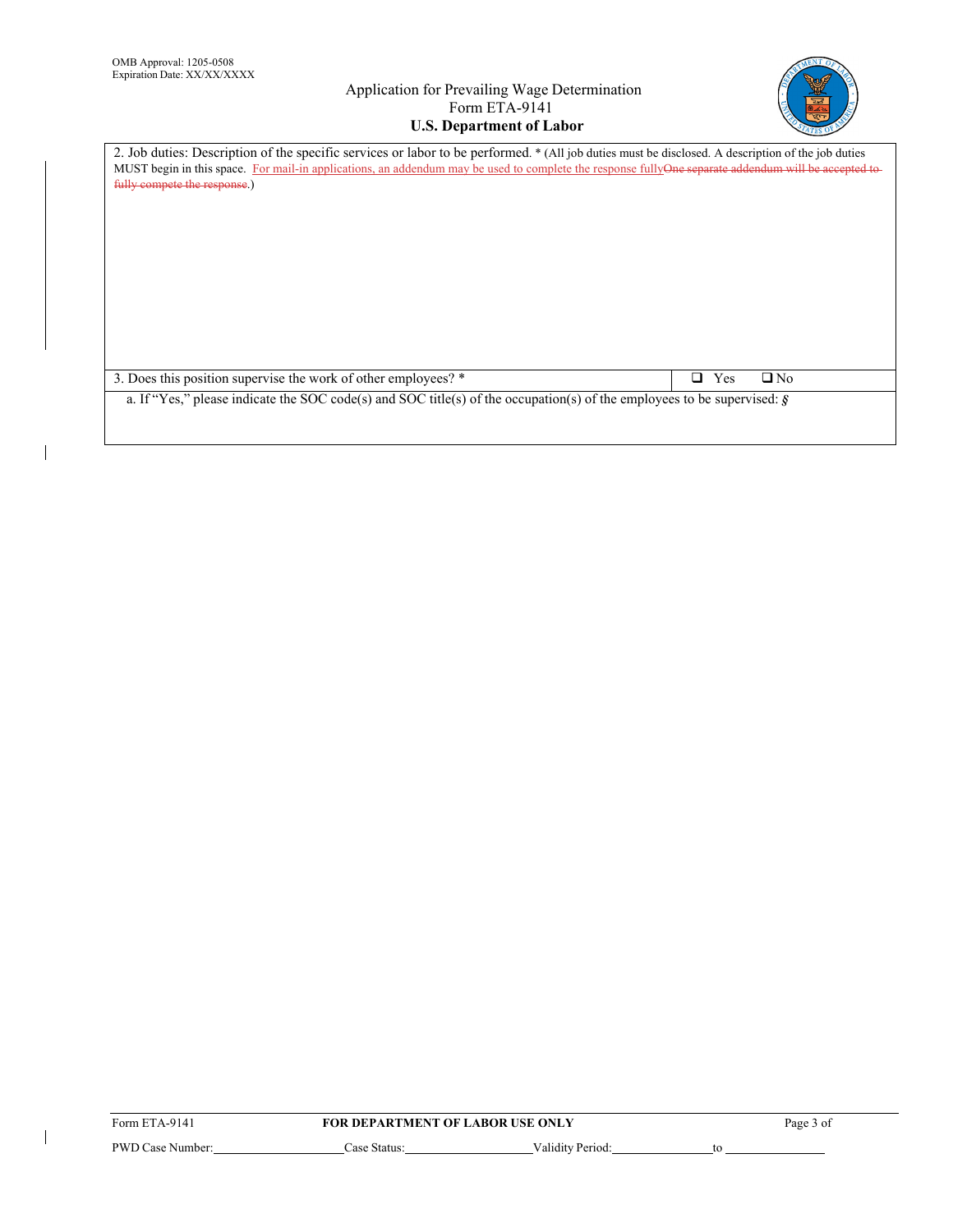OMB Approval: 1205-0508
Expiration Date: XX/XX/XXXX

# Application for Prevailing Wage Determination
## Form ETA-9141
## U.S. Department of Labor

2. Job duties: Description of the specific services or labor to be performed. * (All job duties must be disclosed. A description of the job duties MUST begin in this space. For mail-in applications, an addendum may be used to complete the response fully~~One separate addendum will be accepted to fully compete the response~~.)

| | |
|---|---|
| 3. Does this position supervise the work of other employees? * | ❑ Yes ❑ No |
| a. If "Yes," please indicate the SOC code(s) and SOC title(s) of the occupation(s) of the employees to be supervised: § | |

Form ETA-9141 **FOR DEPARTMENT OF LABOR USE ONLY**

PWD Case Number:\_\_\_\_\_\_\_\_\_\_ Case Status:\_\_\_\_\_\_\_\_\_\_ Validity Period:\_\_\_\_\_\_\_\_\_\_ to \_\_\_\_\_\_\_\_\_\_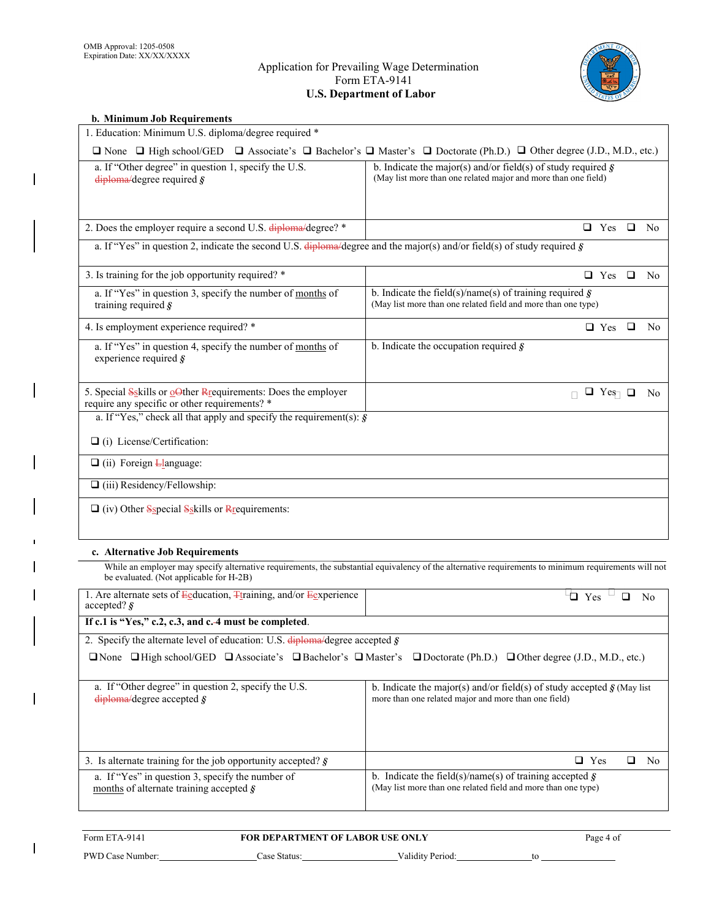OMB Approval: 1205-0508
Expiration Date: XX/XX/XXXX

# Application for Prevailing Wage Determination
## Form ETA-9141
## U.S. Department of Labor

### b. Minimum Job Requirements

| | |
|---|---|
| 1. Education: Minimum U.S. diploma/degree required * ❑ None ❑ High school/GED ❑ Associate's ❑ Bachelor's ❑ Master's ❑ Doctorate (Ph.D.) ❑ Other degree (J.D., M.D., etc.) | |
| a. If "Other degree" in question 1, specify the U.S. ~~diploma/~~degree required § | b. Indicate the major(s) and/or field(s) of study required § (May list more than one related major and more than one field) |
| 2. Does the employer require a second U.S. ~~diploma/~~degree? * | ❑ Yes ❑ No |
| a. If "Yes" in question 2, indicate the second U.S. ~~diploma/~~degree and the major(s) and/or field(s) of study required § | |
| 3. Is training for the job opportunity required? * | ❑ Yes ❑ No |
| a. If "Yes" in question 3, specify the number of months of training required § | b. Indicate the field(s)/name(s) of training required § (May list more than one related field and more than one type) |
| 4. Is employment experience required? * | ❑ Yes ❑ No |
| a. If "Yes" in question 4, specify the number of months of experience required § | b. Indicate the occupation required § |
| 5. Special ~~S~~skills or ~~O~~other ~~R~~requirements: Does the employer require any specific or other requirements? * | ❑ Yes ❑ No |
| a. If "Yes," check all that apply and specify the requirement(s): § | |
| ❑ (i) License/Certification: | |
| ❑ (ii) Foreign ~~L~~language: | |
| ❑ (iii) Residency/Fellowship: | |
| ❑ (iv) Other ~~S~~special ~~S~~skills or ~~R~~requirements: | |

### c. Alternative Job Requirements

While an employer may specify alternative requirements, the substantial equivalency of the alternative requirements to minimum requirements will not be evaluated. (Not applicable for H-2B)

| | |
|---|---|
| 1. Are alternate sets of ~~E~~education, ~~T~~training, and/or ~~E~~experience accepted? § | ❑ Yes ❑ No |
| **If c.1 is "Yes," c.2, c.3, and c.4 must be completed.** | |
| 2. Specify the alternate level of education: U.S. ~~diploma/~~degree accepted § ❑ None ❑ High school/GED ❑ Associate's ❑ Bachelor's ❑ Master's ❑ Doctorate (Ph.D.) ❑ Other degree (J.D., M.D., etc.) | |
| a. If "Other degree" in question 2, specify the U.S. ~~diploma/~~degree accepted § | b. Indicate the major(s) and/or field(s) of study accepted § (May list more than one related major and more than one field) |
| 3. Is alternate training for the job opportunity accepted? § | ❑ Yes ❑ No |
| a. If "Yes" in question 3, specify the number of months of alternate training accepted § | b. Indicate the field(s)/name(s) of training accepted § (May list more than one related field and more than one type) |

Form ETA-9141 | **FOR DEPARTMENT OF LABOR USE ONLY**

PWD Case Number:\_\_\_\_\_\_\_\_ Case Status:\_\_\_\_\_\_\_\_ Validity Period:\_\_\_\_\_\_\_\_ to \_\_\_\_\_\_\_\_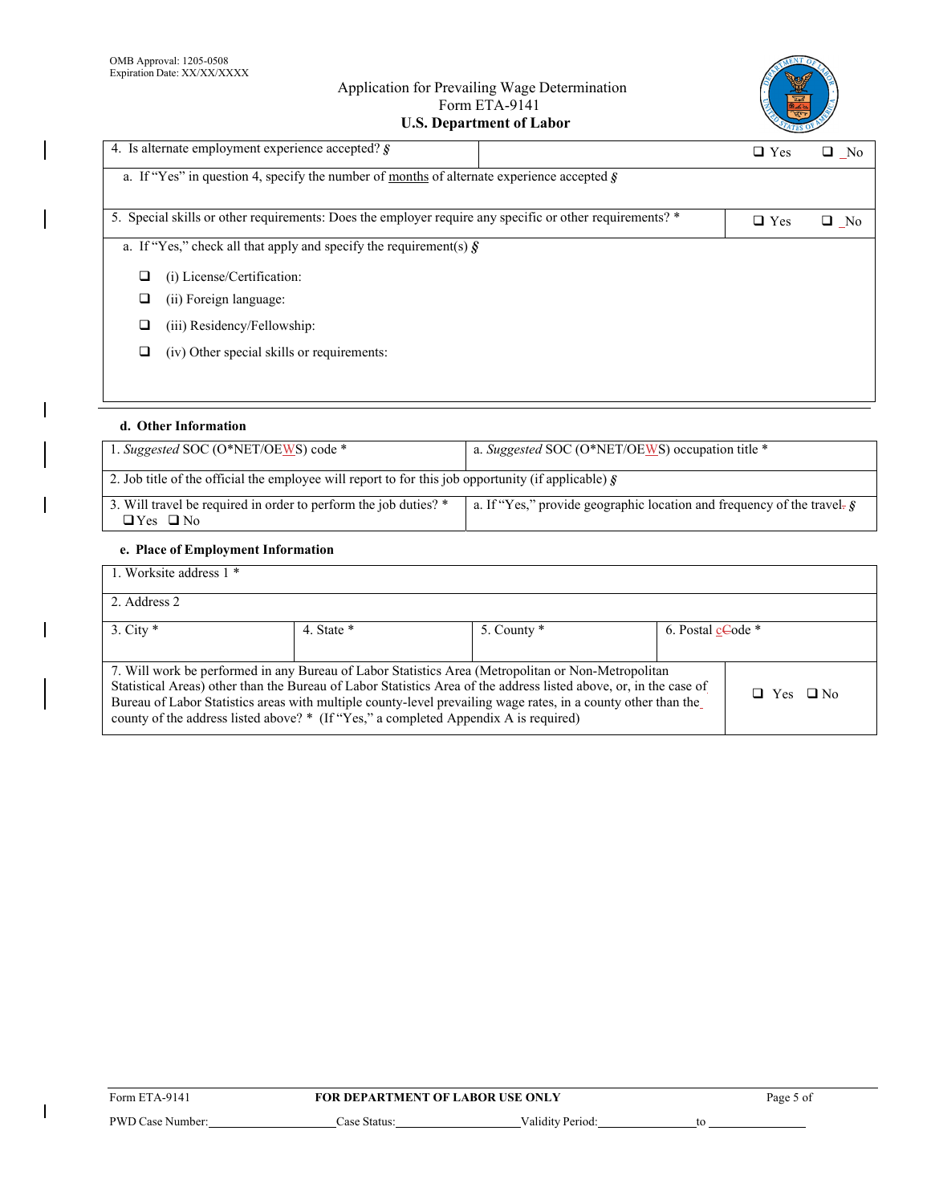OMB Approval: 1205-0508
Expiration Date: XX/XX/XXXX

# Application for Prevailing Wage Determination
## Form ETA-9141
### U.S. Department of Labor

| 4. Is alternate employment experience accepted? § | | ❑ Yes ❑ No |
|---|---|---|
| a. If "Yes" in question 4, specify the number of months of alternate experience accepted § | | |
| 5. Special skills or other requirements: Does the employer require any specific or other requirements? * | | ❑ Yes ❑ No |
| a. If "Yes," check all that apply and specify the requirement(s) § <br> ❑ (i) License/Certification: <br> ❑ (ii) Foreign language: <br> ❑ (iii) Residency/Fellowship: <br> ❑ (iv) Other special skills or requirements: | | |

**d. Other Information**

| 1. *Suggested* SOC (O*NET/OEWS) code * | a. *Suggested* SOC (O*NET/OEWS) occupation title * |
|---|---|
| 2. Job title of the official the employee will report to for this job opportunity (if applicable) § | |
| 3. Will travel be required in order to perform the job duties? * ❑ Yes ❑ No | a. If "Yes," provide geographic location and frequency of the travel. § |

**e. Place of Employment Information**

| 1. Worksite address 1 * | | | |
|---|---|---|---|
| 2. Address 2 | | | |
| 3. City * | 4. State * | 5. County * | 6. Postal code * |
| 7. Will work be performed in any Bureau of Labor Statistics Area (Metropolitan or Non-Metropolitan Statistical Areas) other than the Bureau of Labor Statistics Area of the address listed above, or, in the case of Bureau of Labor Statistics areas with multiple county-level prevailing wage rates, in a county other than the county of the address listed above? * (If "Yes," a completed Appendix A is required) | | | ❑ Yes ❑ No |

Form ETA-9141 **FOR DEPARTMENT OF LABOR USE ONLY**

PWD Case Number:\_\_\_\_\_\_\_\_\_\_ Case Status:\_\_\_\_\_\_\_\_\_\_ Validity Period:\_\_\_\_\_\_\_\_\_\_ to \_\_\_\_\_\_\_\_\_\_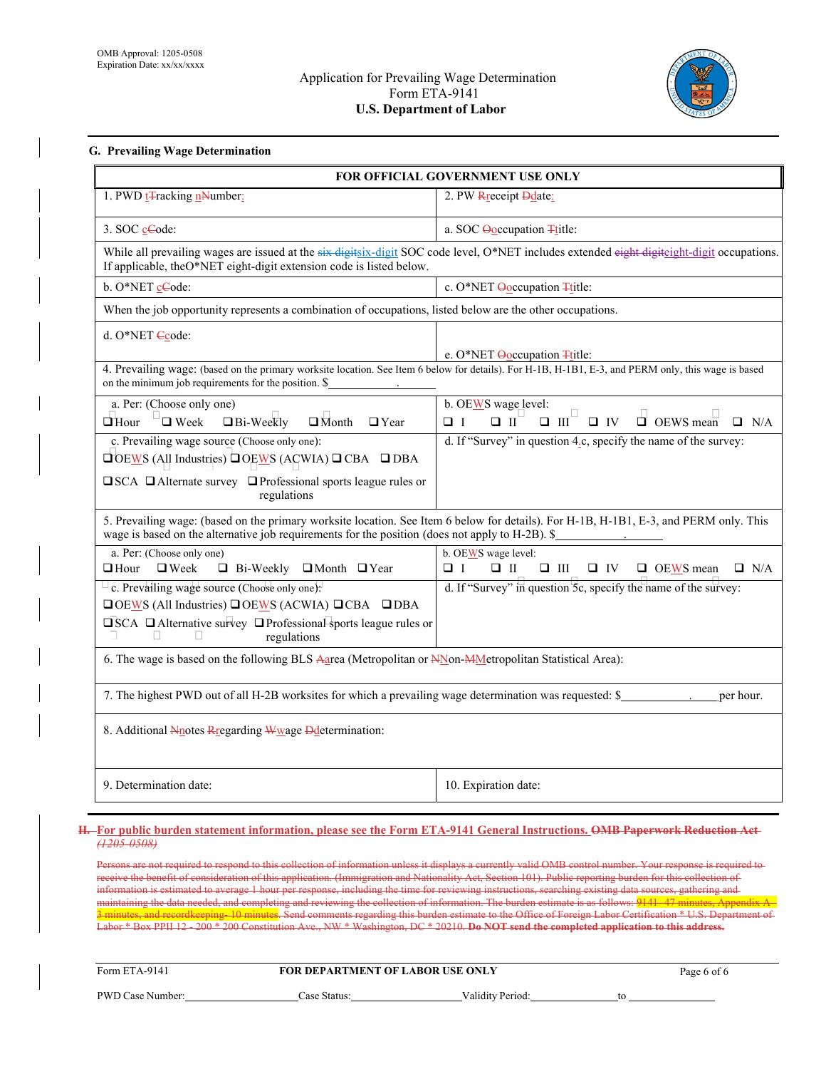OMB Approval: 1205-0508
Expiration Date: xx/xx/xxxx

# Application for Prevailing Wage Determination
## Form ETA-9141
## U.S. Department of Labor

### G. Prevailing Wage Determination

| FOR OFFICIAL GOVERNMENT USE ONLY | |
|---|---|
| 1. PWD tracking number: | 2. PW receipt date: |
| 3. SOC code: | a. SOC occupation title: |
| While all prevailing wages are issued at the six-digit SOC code level, O*NET includes extended eight-digit occupations. If applicable, the O*NET eight-digit extension code is listed below. | |
| b. O*NET code: | c. O*NET occupation title: |
| When the job opportunity represents a combination of occupations, listed below are the other occupations. | |
| d. O*NET code: | e. O*NET occupation title: |
| 4. Prevailing wage: (based on the primary worksite location. See Item 6 below for details). For H-1B, H-1B1, E-3, and PERM only, this wage is based on the minimum job requirements for the position. $____________.____ | |
| a. Per: (Choose only one) ❑ Hour ❑ Week ❑ Bi-Weekly ❑ Month ❑ Year | b. OEWS wage level: ❑ I ❑ II ❑ III ❑ IV ❑ OEWS mean ❑ N/A |
| c. Prevailing wage source (Choose only one): ❑ OEWS (All Industries) ❑ OEWS (ACWIA) ❑ CBA ❑ DBA ❑ SCA ❑ Alternate survey ❑ Professional sports league rules or regulations | d. If "Survey" in question 4.c, specify the name of the survey: |
| 5. Prevailing wage: (based on the primary worksite location. See Item 6 below for details). For H-1B, H-1B1, E-3, and PERM only. This wage is based on the alternative job requirements for the position (does not apply to H-2B). $____________.____ | |
| a. Per: (Choose only one) ❑ Hour ❑ Week ❑ Bi-Weekly ❑ Month ❑ Year | b. OEWS wage level: ❑ I ❑ II ❑ III ❑ IV ❑ OEWS mean ❑ N/A |
| c. Prevailing wage source (Choose only one): ❑ OEWS (All Industries) ❑ OEWS (ACWIA) ❑ CBA ❑ DBA ❑ SCA ❑ Alternative survey ❑ Professional sports league rules or regulations | d. If "Survey" in question 5c, specify the name of the survey: |
| 6. The wage is based on the following BLS area (Metropolitan or Non-Metropolitan Statistical Area): | |
| 7. The highest PWD out of all H-2B worksites for which a prevailing wage determination was requested: $____________.____ per hour. | |
| 8. Additional notes regarding wage determination: | |
| 9. Determination date: | 10. Expiration date: |

~~H.~~ For public burden statement information, please see the Form ETA-9141 General Instructions. ~~OMB Paperwork Reduction Act (1205-0508)~~

~~Persons are not required to respond to this collection of information unless it displays a currently valid OMB control number. Your response is required to receive the benefit of consideration of this application. (Immigration and Nationality Act, Section 101). Public reporting burden for this collection of information is estimated to average 1 hour per response, including the time for reviewing instructions, searching existing data sources, gathering and maintaining the data needed, and completing and reviewing the collection of information. The burden estimate is as follows: 9141- 47 minutes, Appendix A- 3 minutes, and recordkeeping- 10 minutes. Send comments regarding this burden estimate to the Office of Foreign Labor Certification * U.S. Department of Labor * Box PPII 12 - 200 * 200 Constitution Ave., NW * Washington, DC * 20210. Do NOT send the completed application to this address.~~

Form ETA-9141 | **FOR DEPARTMENT OF LABOR USE ONLY**

PWD Case Number:____________________ Case Status:____________________ Validity Period:________________ to ________________